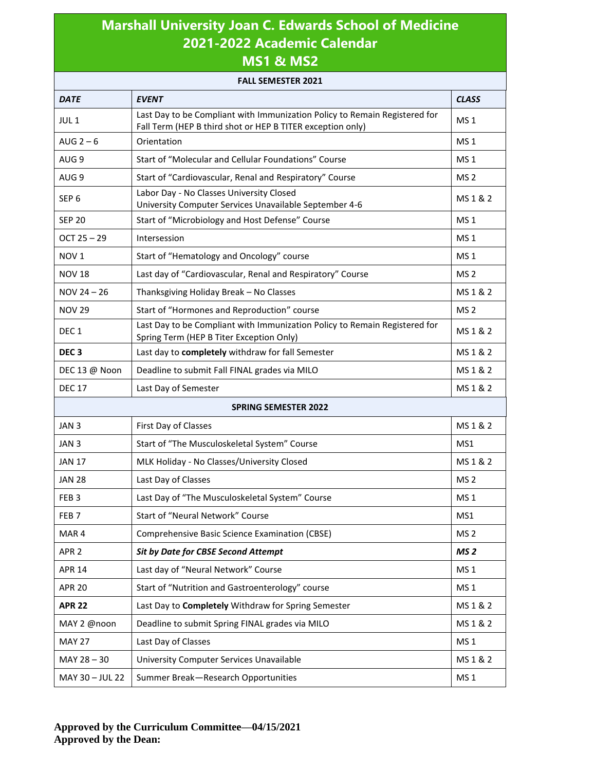# Marshall University Joan C. Edwards School of Medicine
# 2021-2022 Academic Calendar
# MS1 & MS2

| FALL SEMESTER 2021 | | |
|---|---|---|
| ***DATE*** | ***EVENT*** | ***CLASS*** |
| JUL 1 | Last Day to be Compliant with Immunization Policy to Remain Registered for Fall Term (HEP B third shot or HEP B TITER exception only) | MS 1 |
| AUG 2 – 6 | Orientation | MS 1 |
| AUG 9 | Start of "Molecular and Cellular Foundations" Course | MS 1 |
| AUG 9 | Start of "Cardiovascular, Renal and Respiratory" Course | MS 2 |
| SEP 6 | Labor Day - No Classes University Closed<br>University Computer Services Unavailable September 4-6 | MS 1 & 2 |
| SEP 20 | Start of "Microbiology and Host Defense" Course | MS 1 |
| OCT 25 – 29 | Intersession | MS 1 |
| NOV 1 | Start of "Hematology and Oncology" course | MS 1 |
| NOV 18 | Last day of "Cardiovascular, Renal and Respiratory" Course | MS 2 |
| NOV 24 – 26 | Thanksgiving Holiday Break – No Classes | MS 1 & 2 |
| NOV 29 | Start of "Hormones and Reproduction" course | MS 2 |
| DEC 1 | Last Day to be Compliant with Immunization Policy to Remain Registered for Spring Term (HEP B Titer Exception Only) | MS 1 & 2 |
| **DEC 3** | Last day to **completely** withdraw for fall Semester | MS 1 & 2 |
| DEC 13 @ Noon | Deadline to submit Fall FINAL grades via MILO | MS 1 & 2 |
| DEC 17 | Last Day of Semester | MS 1 & 2 |
| **SPRING SEMESTER 2022** | | |
| JAN 3 | First Day of Classes | MS 1 & 2 |
| JAN 3 | Start of "The Musculoskeletal System" Course | MS1 |
| JAN 17 | MLK Holiday - No Classes/University Closed | MS 1 & 2 |
| JAN 28 | Last Day of Classes | MS 2 |
| FEB 3 | Last Day of "The Musculoskeletal System" Course | MS 1 |
| FEB 7 | Start of "Neural Network" Course | MS1 |
| MAR 4 | Comprehensive Basic Science Examination (CBSE) | MS 2 |
| APR 2 | ***Sit by Date for CBSE Second Attempt*** | ***MS 2*** |
| APR 14 | Last day of "Neural Network" Course | MS 1 |
| APR 20 | Start of "Nutrition and Gastroenterology" course | MS 1 |
| **APR 22** | Last Day to **Completely** Withdraw for Spring Semester | MS 1 & 2 |
| MAY 2 @noon | Deadline to submit Spring FINAL grades via MILO | MS 1 & 2 |
| MAY 27 | Last Day of Classes | MS 1 |
| MAY 28 – 30 | University Computer Services Unavailable | MS 1 & 2 |
| MAY 30 – JUL 22 | Summer Break—Research Opportunities | MS 1 |

**Approved by the Curriculum Committee—04/15/2021**
**Approved by the Dean:**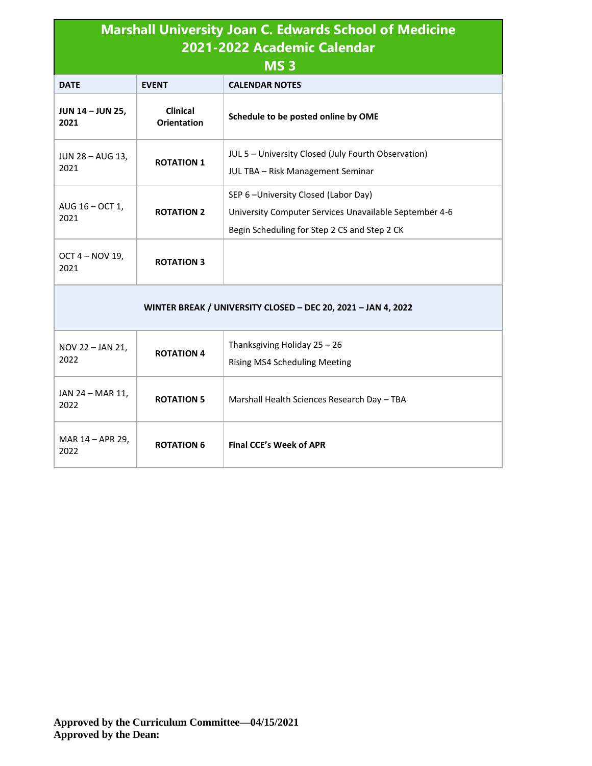# Marshall University Joan C. Edwards School of Medicine
## 2021-2022 Academic Calendar
## MS 3

| DATE | EVENT | CALENDAR NOTES |
|---|---|---|
| **JUN 14 – JUN 25, 2021** | **Clinical Orientation** | **Schedule to be posted online by OME** |
| JUN 28 – AUG 13, 2021 | **ROTATION 1** | JUL 5 – University Closed (July Fourth Observation)<br>JUL TBA – Risk Management Seminar |
| AUG 16 – OCT 1, 2021 | **ROTATION 2** | SEP 6 –University Closed (Labor Day)<br>University Computer Services Unavailable September 4-6<br>Begin Scheduling for Step 2 CS and Step 2 CK |
| OCT 4 – NOV 19, 2021 | **ROTATION 3** | |
| **WINTER BREAK / UNIVERSITY CLOSED – DEC 20, 2021 – JAN 4, 2022** | | |
| NOV 22 – JAN 21, 2022 | **ROTATION 4** | Thanksgiving Holiday 25 – 26<br>Rising MS4 Scheduling Meeting |
| JAN 24 – MAR 11, 2022 | **ROTATION 5** | Marshall Health Sciences Research Day – TBA |
| MAR 14 – APR 29, 2022 | **ROTATION 6** | **Final CCE's Week of APR** |

**Approved by the Curriculum Committee—04/15/2021**
**Approved by the Dean:**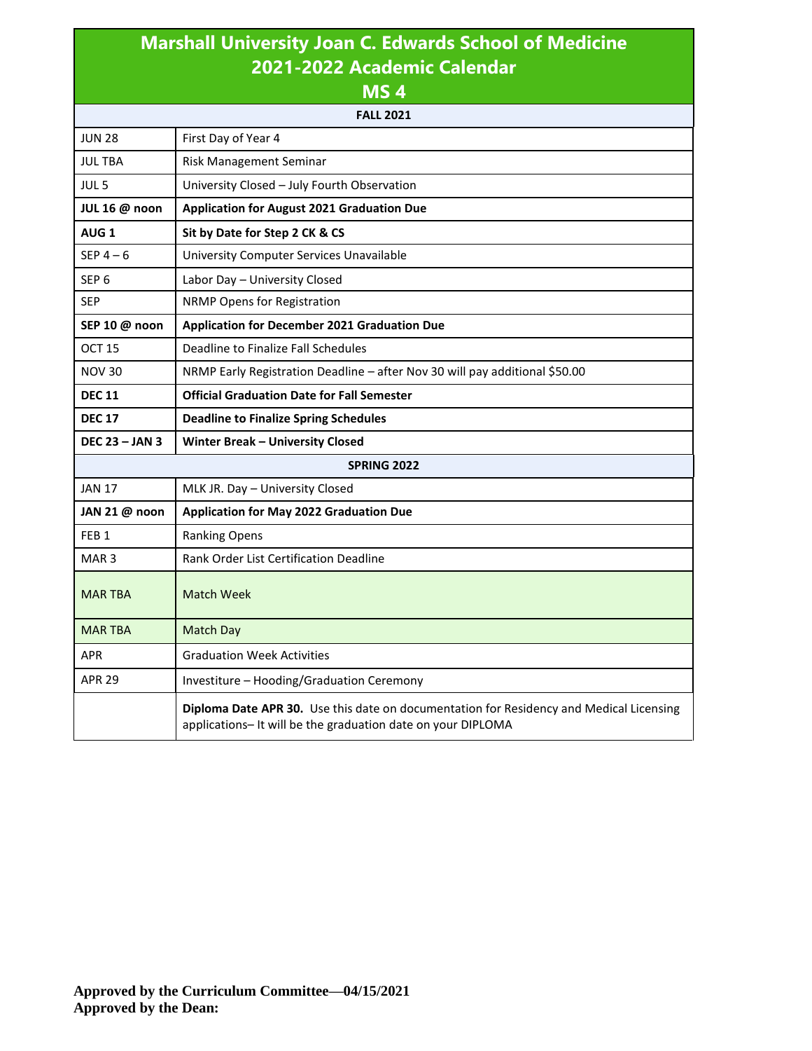# Marshall University Joan C. Edwards School of Medicine
# 2021-2022 Academic Calendar
# MS 4

| | |
|---|---|
| **FALL 2021** | |
| JUN 28 | First Day of Year 4 |
| JUL TBA | Risk Management Seminar |
| JUL 5 | University Closed – July Fourth Observation |
| **JUL 16 @ noon** | **Application for August 2021 Graduation Due** |
| **AUG 1** | **Sit by Date for Step 2 CK & CS** |
| SEP 4 – 6 | University Computer Services Unavailable |
| SEP 6 | Labor Day – University Closed |
| SEP | NRMP Opens for Registration |
| **SEP 10 @ noon** | **Application for December 2021 Graduation Due** |
| OCT 15 | Deadline to Finalize Fall Schedules |
| NOV 30 | NRMP Early Registration Deadline – after Nov 30 will pay additional $50.00 |
| **DEC 11** | **Official Graduation Date for Fall Semester** |
| **DEC 17** | **Deadline to Finalize Spring Schedules** |
| **DEC 23 – JAN 3** | **Winter Break – University Closed** |
| **SPRING 2022** | |
| JAN 17 | MLK JR. Day – University Closed |
| **JAN 21 @ noon** | **Application for May 2022 Graduation Due** |
| FEB 1 | Ranking Opens |
| MAR 3 | Rank Order List Certification Deadline |
| MAR TBA | Match Week |
| MAR TBA | Match Day |
| APR | Graduation Week Activities |
| APR 29 | Investiture – Hooding/Graduation Ceremony |
| | **Diploma Date APR 30.** Use this date on documentation for Residency and Medical Licensing applications– It will be the graduation date on your DIPLOMA |

**Approved by the Curriculum Committee—04/15/2021**
**Approved by the Dean:**